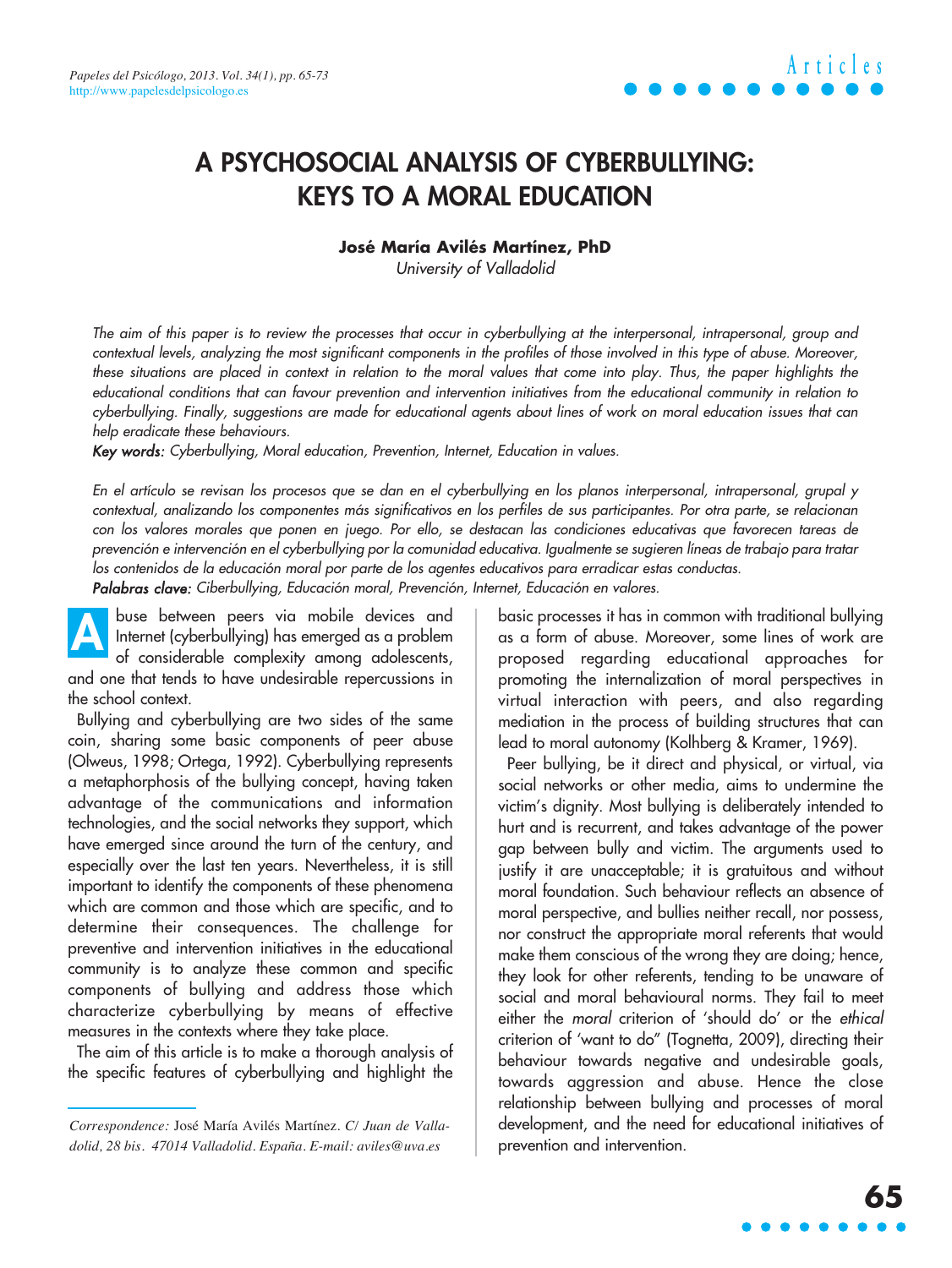# A PSYCHOSOCIAL ANALYSIS OF CYBERBULLYING: KEYS TO A MORAL EDUCATION

**José María Avilés Martínez, PhD**

*University of Valladolid*

*The aim of this paper is to review the processes that occur in cyberbullying at the interpersonal, intrapersonal, group and contextual levels, analyzing the most significant components in the profiles of those involved in this type of abuse. Moreover, these situations are placed in context in relation to the moral values that come into play. Thus, the paper highlights the educational conditions that can favour prevention and intervention initiatives from the educational community in relation to cyberbullying. Finally, suggestions are made for educational agents about lines of work on moral education issues that can help eradicate these behaviours.*

***Key words:*** *Cyberbullying, Moral education, Prevention, Internet, Education in values.*

*En el artículo se revisan los procesos que se dan en el cyberbullying en los planos interpersonal, intrapersonal, grupal y contextual, analizando los componentes más significativos en los perfiles de sus participantes. Por otra parte, se relacionan con los valores morales que ponen en juego. Por ello, se destacan las condiciones educativas que favorecen tareas de prevención e intervención en el cyberbullying por la comunidad educativa. Igualmente se sugieren líneas de trabajo para tratar los contenidos de la educación moral por parte de los agentes educativos para erradicar estas conductas.*

***Palabras clave:*** *Ciberbullying, Educación moral, Prevención, Internet, Educación en valores.*

Abuse between peers via mobile devices and Internet (cyberbullying) has emerged as a problem of considerable complexity among adolescents, and one that tends to have undesirable repercussions in the school context.

Bullying and cyberbullying are two sides of the same coin, sharing some basic components of peer abuse (Olweus, 1998; Ortega, 1992). Cyberbullying represents a metaphorphosis of the bullying concept, having taken advantage of the communications and information technologies, and the social networks they support, which have emerged since around the turn of the century, and especially over the last ten years. Nevertheless, it is still important to identify the components of these phenomena which are common and those which are specific, and to determine their consequences. The challenge for preventive and intervention initiatives in the educational community is to analyze these common and specific components of bullying and address those which characterize cyberbullying by means of effective measures in the contexts where they take place.

The aim of this article is to make a thorough analysis of the specific features of cyberbullying and highlight the basic processes it has in common with traditional bullying as a form of abuse. Moreover, some lines of work are proposed regarding educational approaches for promoting the internalization of moral perspectives in virtual interaction with peers, and also regarding mediation in the process of building structures that can lead to moral autonomy (Kolhberg & Kramer, 1969).

Peer bullying, be it direct and physical, or virtual, via social networks or other media, aims to undermine the victim's dignity. Most bullying is deliberately intended to hurt and is recurrent, and takes advantage of the power gap between bully and victim. The arguments used to justify it are unacceptable; it is gratuitous and without moral foundation. Such behaviour reflects an absence of moral perspective, and bullies neither recall, nor possess, nor construct the appropriate moral referents that would make them conscious of the wrong they are doing; hence, they look for other referents, tending to be unaware of social and moral behavioural norms. They fail to meet either the *moral* criterion of 'should do' or the *ethical* criterion of 'want to do" (Tognetta, 2009), directing their behaviour towards negative and undesirable goals, towards aggression and abuse. Hence the close relationship between bullying and processes of moral development, and the need for educational initiatives of prevention and intervention.

*Correspondence:* José María Avilés Martínez. *C/ Juan de Valladolid, 28 bis. 47014 Valladolid. España. E-mail: aviles@uva.es*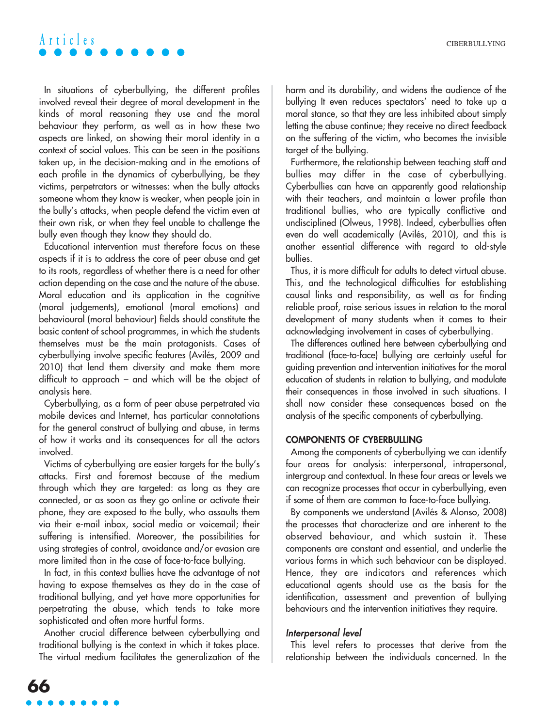In situations of cyberbullying, the different profiles involved reveal their degree of moral development in the kinds of moral reasoning they use and the moral behaviour they perform, as well as in how these two aspects are linked, on showing their moral identity in a context of social values. This can be seen in the positions taken up, in the decision-making and in the emotions of each profile in the dynamics of cyberbullying, be they victims, perpetrators or witnesses: when the bully attacks someone whom they know is weaker, when people join in the bully's attacks, when people defend the victim even at their own risk, or when they feel unable to challenge the bully even though they know they should do.

Educational intervention must therefore focus on these aspects if it is to address the core of peer abuse and get to its roots, regardless of whether there is a need for other action depending on the case and the nature of the abuse. Moral education and its application in the cognitive (moral judgements), emotional (moral emotions) and behavioural (moral behaviour) fields should constitute the basic content of school programmes, in which the students themselves must be the main protagonists. Cases of cyberbullying involve specific features (Avilés, 2009 and 2010) that lend them diversity and make them more difficult to approach – and which will be the object of analysis here.

Cyberbullying, as a form of peer abuse perpetrated via mobile devices and Internet, has particular connotations for the general construct of bullying and abuse, in terms of how it works and its consequences for all the actors involved.

Victims of cyberbullying are easier targets for the bully's attacks. First and foremost because of the medium through which they are targeted: as long as they are connected, or as soon as they go online or activate their phone, they are exposed to the bully, who assaults them via their e-mail inbox, social media or voicemail; their suffering is intensified. Moreover, the possibilities for using strategies of control, avoidance and/or evasion are more limited than in the case of face-to-face bullying.

In fact, in this context bullies have the advantage of not having to expose themselves as they do in the case of traditional bullying, and yet have more opportunities for perpetrating the abuse, which tends to take more sophisticated and often more hurtful forms.

Another crucial difference between cyberbullying and traditional bullying is the context in which it takes place. The virtual medium facilitates the generalization of the harm and its durability, and widens the audience of the bullying It even reduces spectators' need to take up a moral stance, so that they are less inhibited about simply letting the abuse continue; they receive no direct feedback on the suffering of the victim, who becomes the invisible target of the bullying.

Furthermore, the relationship between teaching staff and bullies may differ in the case of cyberbullying. Cyberbullies can have an apparently good relationship with their teachers, and maintain a lower profile than traditional bullies, who are typically conflictive and undisciplined (Olweus, 1998). Indeed, cyberbullies often even do well academically (Avilés, 2010), and this is another essential difference with regard to old-style bullies.

Thus, it is more difficult for adults to detect virtual abuse. This, and the technological difficulties for establishing causal links and responsibility, as well as for finding reliable proof, raise serious issues in relation to the moral development of many students when it comes to their acknowledging involvement in cases of cyberbullying.

The differences outlined here between cyberbullying and traditional (face-to-face) bullying are certainly useful for guiding prevention and intervention initiatives for the moral education of students in relation to bullying, and modulate their consequences in those involved in such situations. I shall now consider these consequences based on the analysis of the specific components of cyberbullying.

## COMPONENTS OF CYBERBULLING

Among the components of cyberbullying we can identify four areas for analysis: interpersonal, intrapersonal, intergroup and contextual. In these four areas or levels we can recognize processes that occur in cyberbullying, even if some of them are common to face-to-face bullying.

By components we understand (Avilés & Alonso, 2008) the processes that characterize and are inherent to the observed behaviour, and which sustain it. These components are constant and essential, and underlie the various forms in which such behaviour can be displayed. Hence, they are indicators and references which educational agents should use as the basis for the identification, assessment and prevention of bullying behaviours and the intervention initiatives they require.

### *Interpersonal level*

This level refers to processes that derive from the relationship between the individuals concerned. In the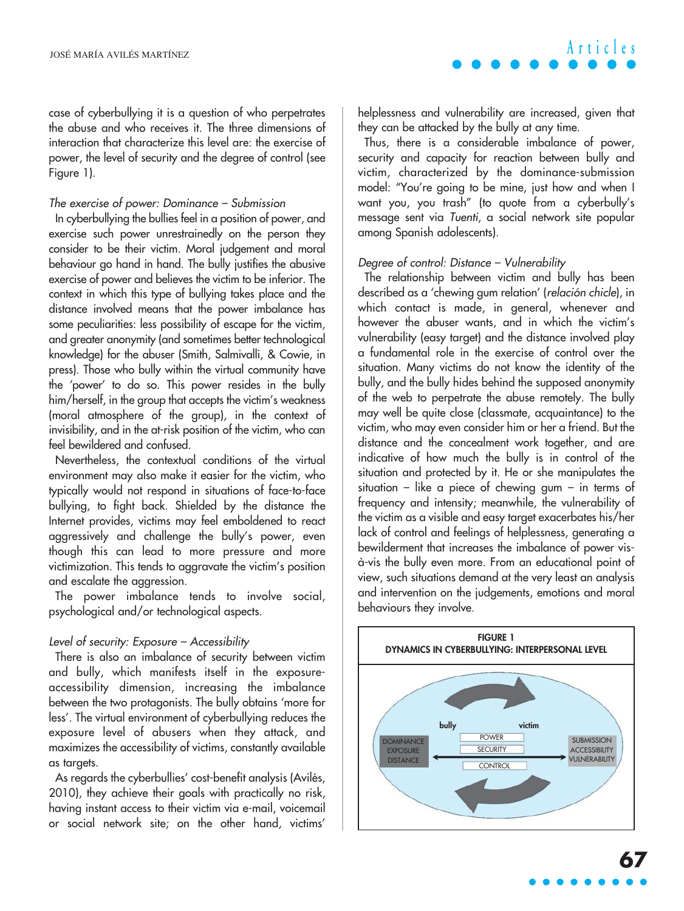case of cyberbullying it is a question of who perpetrates the abuse and who receives it. The three dimensions of interaction that characterize this level are: the exercise of power, the level of security and the degree of control (see Figure 1).

*The exercise of power: Dominance – Submission*

In cyberbullying the bullies feel in a position of power, and exercise such power unrestrainedly on the person they consider to be their victim. Moral judgement and moral behaviour go hand in hand. The bully justifies the abusive exercise of power and believes the victim to be inferior. The context in which this type of bullying takes place and the distance involved means that the power imbalance has some peculiarities: less possibility of escape for the victim, and greater anonymity (and sometimes better technological knowledge) for the abuser (Smith, Salmivalli, & Cowie, in press). Those who bully within the virtual community have the 'power' to do so. This power resides in the bully him/herself, in the group that accepts the victim's weakness (moral atmosphere of the group), in the context of invisibility, and in the at-risk position of the victim, who can feel bewildered and confused.

Nevertheless, the contextual conditions of the virtual environment may also make it easier for the victim, who typically would not respond in situations of face-to-face bullying, to fight back. Shielded by the distance the Internet provides, victims may feel emboldened to react aggressively and challenge the bully's power, even though this can lead to more pressure and more victimization. This tends to aggravate the victim's position and escalate the aggression.

The power imbalance tends to involve social, psychological and/or technological aspects.

*Level of security: Exposure – Accessibility*

There is also an imbalance of security between victim and bully, which manifests itself in the exposure-accessibility dimension, increasing the imbalance between the two protagonists. The bully obtains 'more for less'. The virtual environment of cyberbullying reduces the exposure level of abusers when they attack, and maximizes the accessibility of victims, constantly available as targets.

As regards the cyberbullies' cost-benefit analysis (Avilés, 2010), they achieve their goals with practically no risk, having instant access to their victim via e-mail, voicemail or social network site; on the other hand, victims' helplessness and vulnerability are increased, given that they can be attacked by the bully at any time.

Thus, there is a considerable imbalance of power, security and capacity for reaction between bully and victim, characterized by the dominance-submission model: "You're going to be mine, just how and when I want you, you trash" (to quote from a cyberbully's message sent via *Tuenti*, a social network site popular among Spanish adolescents).

*Degree of control: Distance – Vulnerability*

The relationship between victim and bully has been described as a 'chewing gum relation' (*relación chicle*), in which contact is made, in general, whenever and however the abuser wants, and in which the victim's vulnerability (easy target) and the distance involved play a fundamental role in the exercise of control over the situation. Many victims do not know the identity of the bully, and the bully hides behind the supposed anonymity of the web to perpetrate the abuse remotely. The bully may well be quite close (classmate, acquaintance) to the victim, who may even consider him or her a friend. But the distance and the concealment work together, and are indicative of how much the bully is in control of the situation and protected by it. He or she manipulates the situation – like a piece of chewing gum – in terms of frequency and intensity; meanwhile, the vulnerability of the victim as a visible and easy target exacerbates his/her lack of control and feelings of helplessness, generating a bewilderment that increases the imbalance of power vis-à-vis the bully even more. From an educational point of view, such situations demand at the very least an analysis and intervention on the judgements, emotions and moral behaviours they involve.

**FIGURE 1**
**DYNAMICS IN CYBERBULLYING: INTERPERSONAL LEVEL**

| bully | | victim |
|---|---|---|
| DOMINANCE | POWER | SUBMISSION |
| EXPOSURE | SECURITY | ACCESSIBILITY |
| DISTANCE | CONTROL | VULNERABILITY |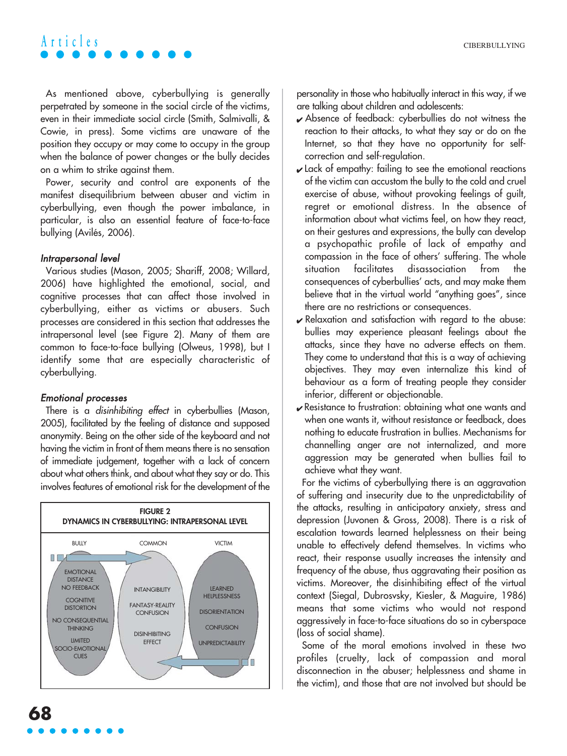As mentioned above, cyberbullying is generally perpetrated by someone in the social circle of the victims, even in their immediate social circle (Smith, Salmivalli, & Cowie, in press). Some victims are unaware of the position they occupy or may come to occupy in the group when the balance of power changes or the bully decides on a whim to strike against them.

Power, security and control are exponents of the manifest disequilibrium between abuser and victim in cyberbullying, even though the power imbalance, in particular, is also an essential feature of face-to-face bullying (Avilés, 2006).

#### *Intrapersonal level*

Various studies (Mason, 2005; Shariff, 2008; Willard, 2006) have highlighted the emotional, social, and cognitive processes that can affect those involved in cyberbullying, either as victims or abusers. Such processes are considered in this section that addresses the intrapersonal level (see Figure 2). Many of them are common to face-to-face bullying (Olweus, 1998), but I identify some that are especially characteristic of cyberbullying.

#### *Emotional processes*

There is a *disinhibiting effect* in cyberbullies (Mason, 2005), facilitated by the feeling of distance and supposed anonymity. Being on the other side of the keyboard and not having the victim in front of them means there is no sensation of immediate judgement, together with a lack of concern about what others think, and about what they say or do. This involves features of emotional risk for the development of the personality in those who habitually interact in this way, if we are talking about children and adolescents:

- Absence of feedback: cyberbullies do not witness the reaction to their attacks, to what they say or do on the Internet, so that they have no opportunity for self-correction and self-regulation.
- Lack of empathy: failing to see the emotional reactions of the victim can accustom the bully to the cold and cruel exercise of abuse, without provoking feelings of guilt, regret or emotional distress. In the absence of information about what victims feel, on how they react, on their gestures and expressions, the bully can develop a psychopathic profile of lack of empathy and compassion in the face of others' suffering. The whole situation facilitates disassociation from the consequences of cyberbullies' acts, and may make them believe that in the virtual world "anything goes", since there are no restrictions or consequences.
- Relaxation and satisfaction with regard to the abuse: bullies may experience pleasant feelings about the attacks, since they have no adverse effects on them. They come to understand that this is a way of achieving objectives. They may even internalize this kind of behaviour as a form of treating people they consider inferior, different or objectionable.
- Resistance to frustration: obtaining what one wants and when one wants it, without resistance or feedback, does nothing to educate frustration in bullies. Mechanisms for channelling anger are not internalized, and more aggression may be generated when bullies fail to achieve what they want.

For the victims of cyberbullying there is an aggravation of suffering and insecurity due to the unpredictability of the attacks, resulting in anticipatory anxiety, stress and depression (Juvonen & Gross, 2008). There is a risk of escalation towards learned helplessness on their being unable to effectively defend themselves. In victims who react, their response usually increases the intensity and frequency of the abuse, thus aggravating their position as victims. Moreover, the disinhibiting effect of the virtual context (Siegal, Dubrosvsky, Kiesler, & Maguire, 1986) means that some victims who would not respond aggressively in face-to-face situations do so in cyberspace (loss of social shame).

Some of the moral emotions involved in these two profiles (cruelty, lack of compassion and moral disconnection in the abuser; helplessness and shame in the victim), and those that are not involved but should be

**FIGURE 2**
**DYNAMICS IN CYBERBULLYING: INTRAPERSONAL LEVEL**

| BULLY | COMMON | VICTIM |
|---|---|---|
| EMOTIONAL DISTANCE NO FEEDBACK | INTANGIBILITY | LEARNED HELPLESSNESS |
| COGNITIVE DISTORTION | FANTASY-REALITY CONFUSION | DISORIENTATION |
| NO CONSEQUENTIAL THINKING | DISINHIBITING EFFECT | CONFUSION |
| LIMITED SOCIO-EMOTIONAL CUES | | UNPREDICTABILITY |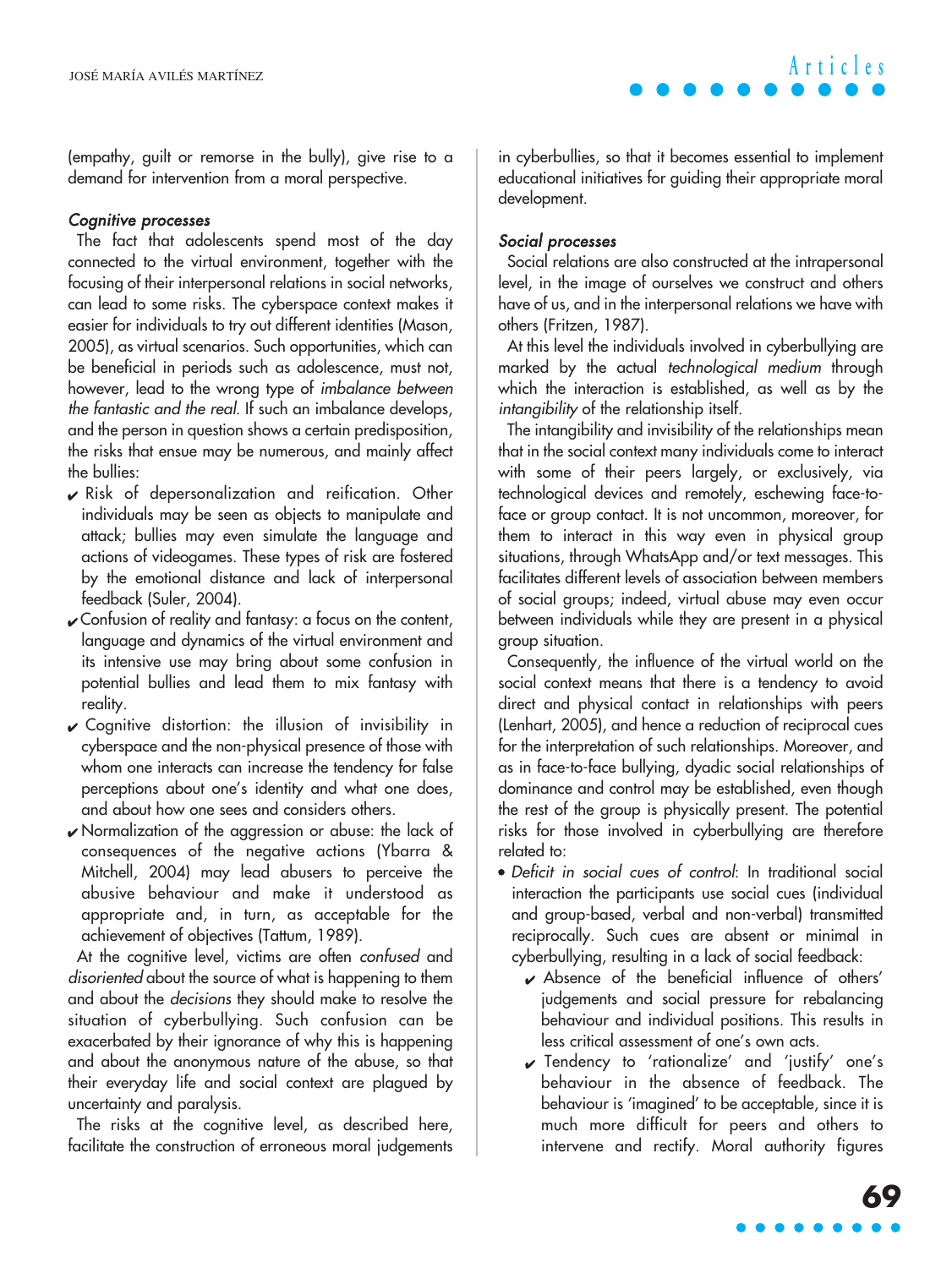(empathy, guilt or remorse in the bully), give rise to a demand for intervention from a moral perspective.

***Cognitive processes***

The fact that adolescents spend most of the day connected to the virtual environment, together with the focusing of their interpersonal relations in social networks, can lead to some risks. The cyberspace context makes it easier for individuals to try out different identities (Mason, 2005), as virtual scenarios. Such opportunities, which can be beneficial in periods such as adolescence, must not, however, lead to the wrong type of *imbalance between the fantastic and the real*. If such an imbalance develops, and the person in question shows a certain predisposition, the risks that ensue may be numerous, and mainly affect the bullies:

- ✔ Risk of depersonalization and reification. Other individuals may be seen as objects to manipulate and attack; bullies may even simulate the language and actions of videogames. These types of risk are fostered by the emotional distance and lack of interpersonal feedback (Suler, 2004).
- ✔ Confusion of reality and fantasy: a focus on the content, language and dynamics of the virtual environment and its intensive use may bring about some confusion in potential bullies and lead them to mix fantasy with reality.
- ✔ Cognitive distortion: the illusion of invisibility in cyberspace and the non-physical presence of those with whom one interacts can increase the tendency for false perceptions about one's identity and what one does, and about how one sees and considers others.
- ✔ Normalization of the aggression or abuse: the lack of consequences of the negative actions (Ybarra & Mitchell, 2004) may lead abusers to perceive the abusive behaviour and make it understood as appropriate and, in turn, as acceptable for the achievement of objectives (Tattum, 1989).

At the cognitive level, victims are often *confused* and *disoriented* about the source of what is happening to them and about the *decisions* they should make to resolve the situation of cyberbullying. Such confusion can be exacerbated by their ignorance of why this is happening and about the anonymous nature of the abuse, so that their everyday life and social context are plagued by uncertainty and paralysis.

The risks at the cognitive level, as described here, facilitate the construction of erroneous moral judgements in cyberbullies, so that it becomes essential to implement educational initiatives for guiding their appropriate moral development.

***Social processes***

Social relations are also constructed at the intrapersonal level, in the image of ourselves we construct and others have of us, and in the interpersonal relations we have with others (Fritzen, 1987).

At this level the individuals involved in cyberbullying are marked by the actual *technological medium* through which the interaction is established, as well as by the *intangibility* of the relationship itself.

The intangibility and invisibility of the relationships mean that in the social context many individuals come to interact with some of their peers largely, or exclusively, via technological devices and remotely, eschewing face-to-face or group contact. It is not uncommon, moreover, for them to interact in this way even in physical group situations, through WhatsApp and/or text messages. This facilitates different levels of association between members of social groups; indeed, virtual abuse may even occur between individuals while they are present in a physical group situation.

Consequently, the influence of the virtual world on the social context means that there is a tendency to avoid direct and physical contact in relationships with peers (Lenhart, 2005), and hence a reduction of reciprocal cues for the interpretation of such relationships. Moreover, and as in face-to-face bullying, dyadic social relationships of dominance and control may be established, even though the rest of the group is physically present. The potential risks for those involved in cyberbullying are therefore related to:

- *Deficit in social cues of control*: In traditional social interaction the participants use social cues (individual and group-based, verbal and non-verbal) transmitted reciprocally. Such cues are absent or minimal in cyberbullying, resulting in a lack of social feedback:
  - ✔ Absence of the beneficial influence of others' judgements and social pressure for rebalancing behaviour and individual positions. This results in less critical assessment of one's own acts.
  - ✔ Tendency to 'rationalize' and 'justify' one's behaviour in the absence of feedback. The behaviour is 'imagined' to be acceptable, since it is much more difficult for peers and others to intervene and rectify. Moral authority figures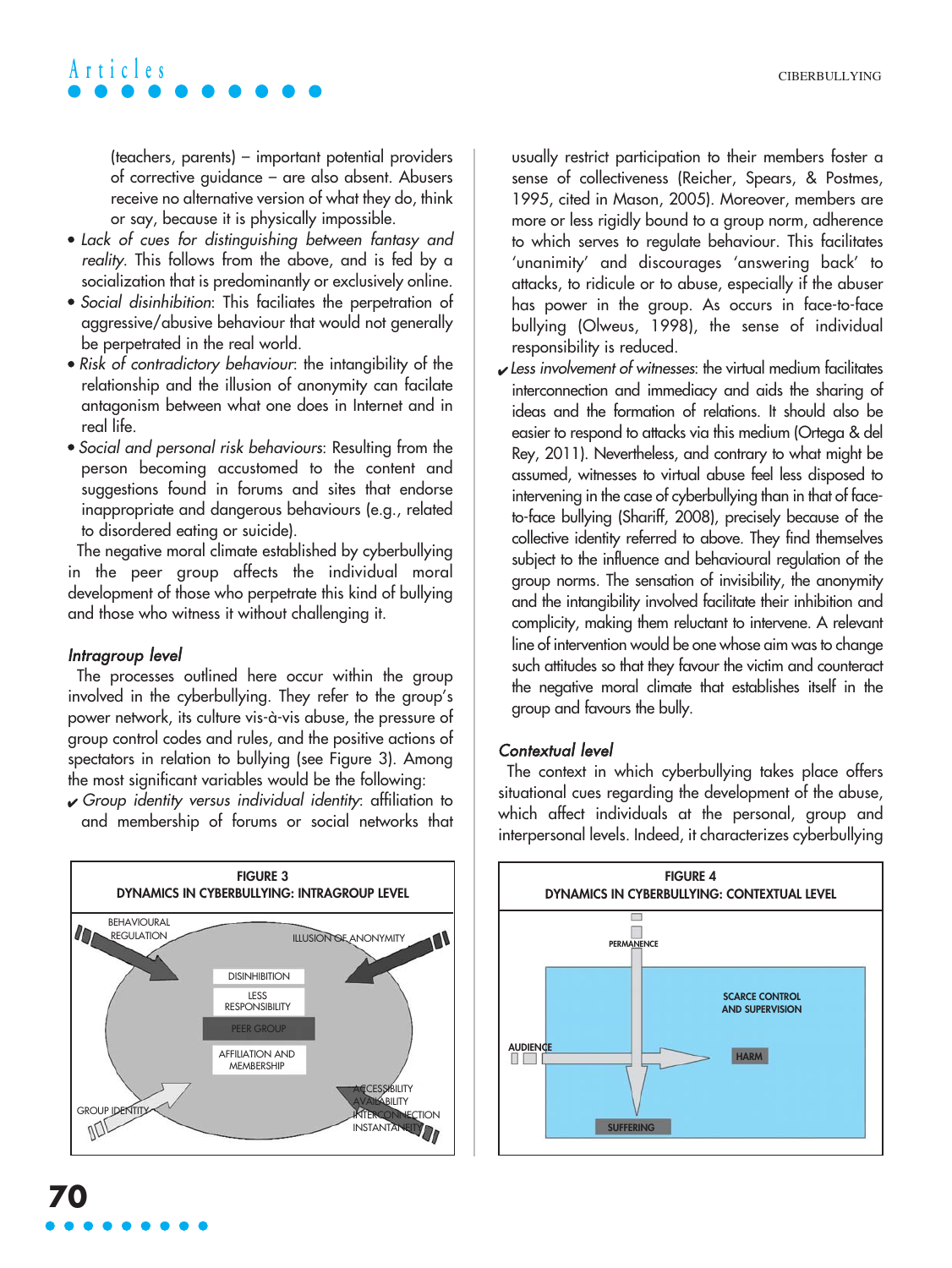(teachers, parents) – important potential providers of corrective guidance – are also absent. Abusers receive no alternative version of what they do, think or say, because it is physically impossible.

- *Lack of cues for distinguishing between fantasy and reality*. This follows from the above, and is fed by a socialization that is predominantly or exclusively online.
- *Social disinhibition*: This faciliates the perpetration of aggressive/abusive behaviour that would not generally be perpetrated in the real world.
- *Risk of contradictory behaviour*: the intangibility of the relationship and the illusion of anonymity can facilate antagonism between what one does in Internet and in real life.
- *Social and personal risk behaviours*: Resulting from the person becoming accustomed to the content and suggestions found in forums and sites that endorse inappropriate and dangerous behaviours (e.g., related to disordered eating or suicide).

The negative moral climate established by cyberbullying in the peer group affects the individual moral development of those who perpetrate this kind of bullying and those who witness it without challenging it.

### *Intragroup level*

The processes outlined here occur within the group involved in the cyberbullying. They refer to the group's power network, its culture vis-à-vis abuse, the pressure of group control codes and rules, and the positive actions of spectators in relation to bullying (see Figure 3). Among the most significant variables would be the following:

- ✔ *Group identity versus individual identity*: affiliation to and membership of forums or social networks that usually restrict participation to their members foster a sense of collectiveness (Reicher, Spears, & Postmes, 1995, cited in Mason, 2005). Moreover, members are more or less rigidly bound to a group norm, adherence to which serves to regulate behaviour. This facilitates 'unanimity' and discourages 'answering back' to attacks, to ridicule or to abuse, especially if the abuser has power in the group. As occurs in face-to-face bullying (Olweus, 1998), the sense of individual responsibility is reduced.
- ✔ *Less involvement of witnesses*: the virtual medium facilitates interconnection and immediacy and aids the sharing of ideas and the formation of relations. It should also be easier to respond to attacks via this medium (Ortega & del Rey, 2011). Nevertheless, and contrary to what might be assumed, witnesses to virtual abuse feel less disposed to intervening in the case of cyberbullying than in that of face-to-face bullying (Shariff, 2008), precisely because of the collective identity referred to above. They find themselves subject to the influence and behavioural regulation of the group norms. The sensation of invisibility, the anonymity and the intangibility involved facilitate their inhibition and complicity, making them reluctant to intervene. A relevant line of intervention would be one whose aim was to change such attitudes so that they favour the victim and counteract the negative moral climate that establishes itself in the group and favours the bully.

### *Contextual level*

The context in which cyberbullying takes place offers situational cues regarding the development of the abuse, which affect individuals at the personal, group and interpersonal levels. Indeed, it characterizes cyberbullying

**FIGURE 3**
**DYNAMICS IN CYBERBULLYING: INTRAGROUP LEVEL**

BEHAVIOURAL REGULATION; ILLUSION OF ANONYMITY; DISINHIBITION; LESS RESPONSIBILITY; PEER GROUP; AFFILIATION AND MEMBERSHIP; GROUP IDENTITY; ACCESSIBILITY AVAILABILITY INTERCONNECTION INSTANTANEITY

**FIGURE 4**
**DYNAMICS IN CYBERBULLYING: CONTEXTUAL LEVEL**

PERMANENCE; SCARCE CONTROL AND SUPERVISION; AUDIENCE; HARM; SUFFERING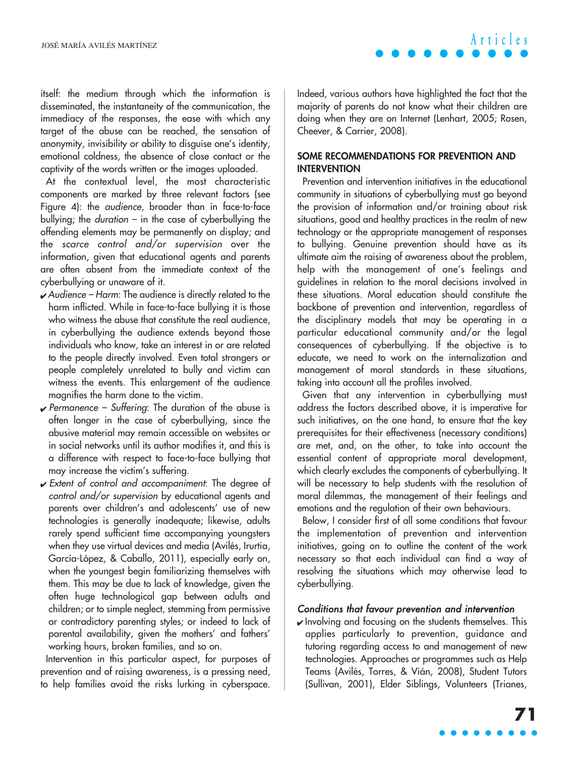itself: the medium through which the information is disseminated, the instantaneity of the communication, the immediacy of the responses, the ease with which any target of the abuse can be reached, the sensation of anonymity, invisibility or ability to disguise one's identity, emotional coldness, the absence of close contact or the captivity of the words written or the images uploaded.

At the contextual level, the most characteristic components are marked by three relevant factors (see Figure 4): the *audience*, broader than in face-to-face bullying; the *duration* – in the case of cyberbullying the offending elements may be permanently on display; and the *scarce control and/or supervision* over the information, given that educational agents and parents are often absent from the immediate context of the cyberbullying or unaware of it.

- ✔ *Audience – Harm*: The audience is directly related to the harm inflicted. While in face-to-face bullying it is those who witness the abuse that constitute the real audience, in cyberbullying the audience extends beyond those individuals who know, take an interest in or are related to the people directly involved. Even total strangers or people completely unrelated to bully and victim can witness the events. This enlargement of the audience magnifies the harm done to the victim.
- ✔ *Permanence – Suffering*: The duration of the abuse is often longer in the case of cyberbullying, since the abusive material may remain accessible on websites or in social networks until its author modifies it, and this is a difference with respect to face-to-face bullying that may increase the victim's suffering.
- ✔ *Extent of control and accompaniment*: The degree of *control and/or supervision* by educational agents and parents over children's and adolescents' use of new technologies is generally inadequate; likewise, adults rarely spend sufficient time accompanying youngsters when they use virtual devices and media (Avilés, Irurtia, García-López, & Caballo, 2011), especially early on, when the youngest begin familiarizing themselves with them. This may be due to lack of knowledge, given the often huge technological gap between adults and children; or to simple neglect, stemming from permissive or contradictory parenting styles; or indeed to lack of parental availability, given the mothers' and fathers' working hours, broken families, and so on.

Intervention in this particular aspect, for purposes of prevention and of raising awareness, is a pressing need, to help families avoid the risks lurking in cyberspace. Indeed, various authors have highlighted the fact that the majority of parents do not know what their children are doing when they are on Internet (Lenhart, 2005; Rosen, Cheever, & Carrier, 2008).

## SOME RECOMMENDATIONS FOR PREVENTION AND INTERVENTION

Prevention and intervention initiatives in the educational community in situations of cyberbullying must go beyond the provision of information and/or training about risk situations, good and healthy practices in the realm of new technology or the appropriate management of responses to bullying. Genuine prevention should have as its ultimate aim the raising of awareness about the problem, help with the management of one's feelings and guidelines in relation to the moral decisions involved in these situations. Moral education should constitute the backbone of prevention and intervention, regardless of the disciplinary models that may be operating in a particular educational community and/or the legal consequences of cyberbullying. If the objective is to educate, we need to work on the internalization and management of moral standards in these situations, taking into account all the profiles involved.

Given that any intervention in cyberbullying must address the factors described above, it is imperative for such initiatives, on the one hand, to ensure that the key prerequisites for their effectiveness (necessary conditions) are met, and, on the other, to take into account the essential content of appropriate moral development, which clearly excludes the components of cyberbullying. It will be necessary to help students with the resolution of moral dilemmas, the management of their feelings and emotions and the regulation of their own behaviours.

Below, I consider first of all some conditions that favour the implementation of prevention and intervention initiatives, going on to outline the content of the work necessary so that each individual can find a way of resolving the situations which may otherwise lead to cyberbullying.

### *Conditions that favour prevention and intervention*

- ✔ Involving and focusing on the students themselves. This applies particularly to prevention, guidance and tutoring regarding access to and management of new technologies. Approaches or programmes such as Help Teams (Avilés, Torres, & Vián, 2008), Student Tutors (Sullivan, 2001), Elder Siblings, Volunteers (Trianes,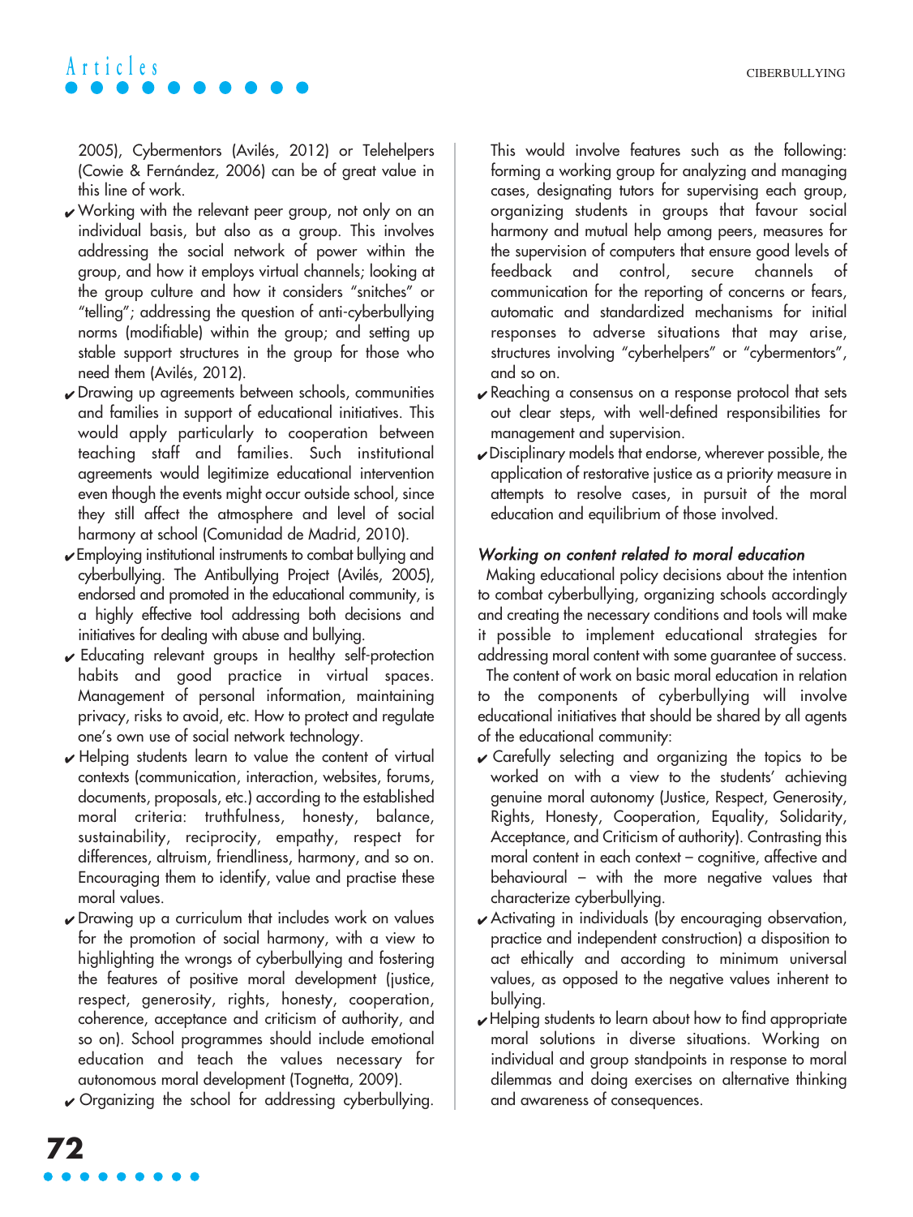2005), Cybermentors (Avilés, 2012) or Telehelpers (Cowie & Fernández, 2006) can be of great value in this line of work.

- Working with the relevant peer group, not only on an individual basis, but also as a group. This involves addressing the social network of power within the group, and how it employs virtual channels; looking at the group culture and how it considers "snitches" or "telling"; addressing the question of anti-cyberbullying norms (modifiable) within the group; and setting up stable support structures in the group for those who need them (Avilés, 2012).
- Drawing up agreements between schools, communities and families in support of educational initiatives. This would apply particularly to cooperation between teaching staff and families. Such institutional agreements would legitimize educational intervention even though the events might occur outside school, since they still affect the atmosphere and level of social harmony at school (Comunidad de Madrid, 2010).
- Employing institutional instruments to combat bullying and cyberbullying. The Antibullying Project (Avilés, 2005), endorsed and promoted in the educational community, is a highly effective tool addressing both decisions and initiatives for dealing with abuse and bullying.
- Educating relevant groups in healthy self-protection habits and good practice in virtual spaces. Management of personal information, maintaining privacy, risks to avoid, etc. How to protect and regulate one's own use of social network technology.
- Helping students learn to value the content of virtual contexts (communication, interaction, websites, forums, documents, proposals, etc.) according to the established moral criteria: truthfulness, honesty, balance, sustainability, reciprocity, empathy, respect for differences, altruism, friendliness, harmony, and so on. Encouraging them to identify, value and practise these moral values.
- Drawing up a curriculum that includes work on values for the promotion of social harmony, with a view to highlighting the wrongs of cyberbullying and fostering the features of positive moral development (justice, respect, generosity, rights, honesty, cooperation, coherence, acceptance and criticism of authority, and so on). School programmes should include emotional education and teach the values necessary for autonomous moral development (Tognetta, 2009).
- Organizing the school for addressing cyberbullying. This would involve features such as the following: forming a working group for analyzing and managing cases, designating tutors for supervising each group, organizing students in groups that favour social harmony and mutual help among peers, measures for the supervision of computers that ensure good levels of feedback and control, secure channels of communication for the reporting of concerns or fears, automatic and standardized mechanisms for initial responses to adverse situations that may arise, structures involving "cyberhelpers" or "cybermentors", and so on.
- Reaching a consensus on a response protocol that sets out clear steps, with well-defined responsibilities for management and supervision.
- Disciplinary models that endorse, wherever possible, the application of restorative justice as a priority measure in attempts to resolve cases, in pursuit of the moral education and equilibrium of those involved.

#### *Working on content related to moral education*

Making educational policy decisions about the intention to combat cyberbullying, organizing schools accordingly and creating the necessary conditions and tools will make it possible to implement educational strategies for addressing moral content with some guarantee of success.

The content of work on basic moral education in relation to the components of cyberbullying will involve educational initiatives that should be shared by all agents of the educational community:

- Carefully selecting and organizing the topics to be worked on with a view to the students' achieving genuine moral autonomy (Justice, Respect, Generosity, Rights, Honesty, Cooperation, Equality, Solidarity, Acceptance, and Criticism of authority). Contrasting this moral content in each context – cognitive, affective and behavioural – with the more negative values that characterize cyberbullying.
- Activating in individuals (by encouraging observation, practice and independent construction) a disposition to act ethically and according to minimum universal values, as opposed to the negative values inherent to bullying.
- Helping students to learn about how to find appropriate moral solutions in diverse situations. Working on individual and group standpoints in response to moral dilemmas and doing exercises on alternative thinking and awareness of consequences.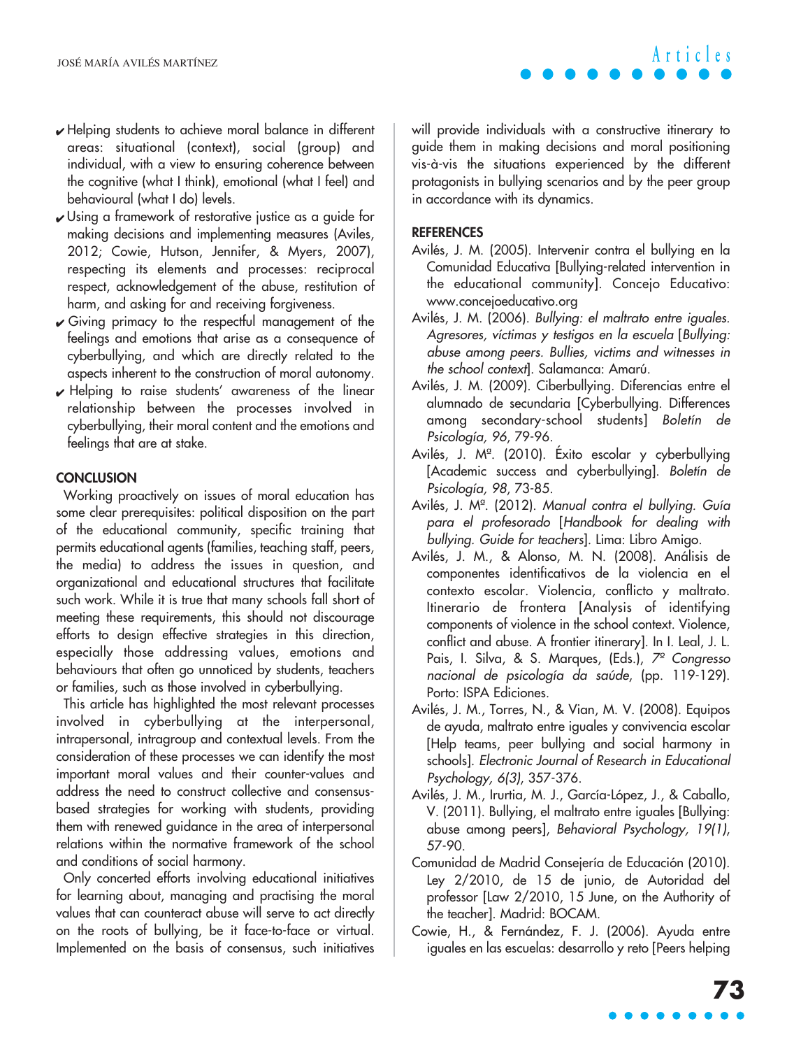- Helping students to achieve moral balance in different areas: situational (context), social (group) and individual, with a view to ensuring coherence between the cognitive (what I think), emotional (what I feel) and behavioural (what I do) levels.
- Using a framework of restorative justice as a guide for making decisions and implementing measures (Aviles, 2012; Cowie, Hutson, Jennifer, & Myers, 2007), respecting its elements and processes: reciprocal respect, acknowledgement of the abuse, restitution of harm, and asking for and receiving forgiveness.
- Giving primacy to the respectful management of the feelings and emotions that arise as a consequence of cyberbullying, and which are directly related to the aspects inherent to the construction of moral autonomy.
- Helping to raise students' awareness of the linear relationship between the processes involved in cyberbullying, their moral content and the emotions and feelings that are at stake.

## CONCLUSION

Working proactively on issues of moral education has some clear prerequisites: political disposition on the part of the educational community, specific training that permits educational agents (families, teaching staff, peers, the media) to address the issues in question, and organizational and educational structures that facilitate such work. While it is true that many schools fall short of meeting these requirements, this should not discourage efforts to design effective strategies in this direction, especially those addressing values, emotions and behaviours that often go unnoticed by students, teachers or families, such as those involved in cyberbullying.

This article has highlighted the most relevant processes involved in cyberbullying at the interpersonal, intrapersonal, intragroup and contextual levels. From the consideration of these processes we can identify the most important moral values and their counter-values and address the need to construct collective and consensus-based strategies for working with students, providing them with renewed guidance in the area of interpersonal relations within the normative framework of the school and conditions of social harmony.

Only concerted efforts involving educational initiatives for learning about, managing and practising the moral values that can counteract abuse will serve to act directly on the roots of bullying, be it face-to-face or virtual. Implemented on the basis of consensus, such initiatives will provide individuals with a constructive itinerary to guide them in making decisions and moral positioning vis-à-vis the situations experienced by the different protagonists in bullying scenarios and by the peer group in accordance with its dynamics.

## REFERENCES

Avilés, J. M. (2005). Intervenir contra el bullying en la Comunidad Educativa [Bullying-related intervention in the educational community]. Concejo Educativo: www.concejoeducativo.org

Avilés, J. M. (2006). *Bullying: el maltrato entre iguales. Agresores, víctimas y testigos en la escuela* [*Bullying: abuse among peers. Bullies, victims and witnesses in the school context*]. Salamanca: Amarú.

Avilés, J. M. (2009). Ciberbullying. Diferencias entre el alumnado de secundaria [Cyberbullying. Differences among secondary-school students] *Boletín de Psicología, 96*, 79-96.

Avilés, J. Mª. (2010). Éxito escolar y cyberbullying [Academic success and cyberbullying]. *Boletín de Psicología, 98*, 73-85.

Avilés, J. Mª. (2012). *Manual contra el bullying. Guía para el profesorado* [*Handbook for dealing with bullying. Guide for teachers*]. Lima: Libro Amigo.

Avilés, J. M., & Alonso, M. N. (2008). Análisis de componentes identificativos de la violencia en el contexto escolar. Violencia, conflicto y maltrato. Itinerario de frontera [Analysis of identifying components of violence in the school context. Violence, conflict and abuse. A frontier itinerary]. In I. Leal, J. L. Pais, I. Silva, & S. Marques, (Eds.), *7º Congresso nacional de psicología da saúde*, (pp. 119-129). Porto: ISPA Ediciones.

Avilés, J. M., Torres, N., & Vian, M. V. (2008). Equipos de ayuda, maltrato entre iguales y convivencia escolar [Help teams, peer bullying and social harmony in schools]. *Electronic Journal of Research in Educational Psychology, 6(3)*, 357-376.

Avilés, J. M., Irurtia, M. J., García-López, J., & Caballo, V. (2011). Bullying, el maltrato entre iguales [Bullying: abuse among peers], *Behavioral Psychology, 19(1)*, 57-90.

Comunidad de Madrid Consejería de Educación (2010). Ley 2/2010, de 15 de junio, de Autoridad del professor [Law 2/2010, 15 June, on the Authority of the teacher]. Madrid: BOCAM.

Cowie, H., & Fernández, F. J. (2006). Ayuda entre iguales en las escuelas: desarrollo y reto [Peers helping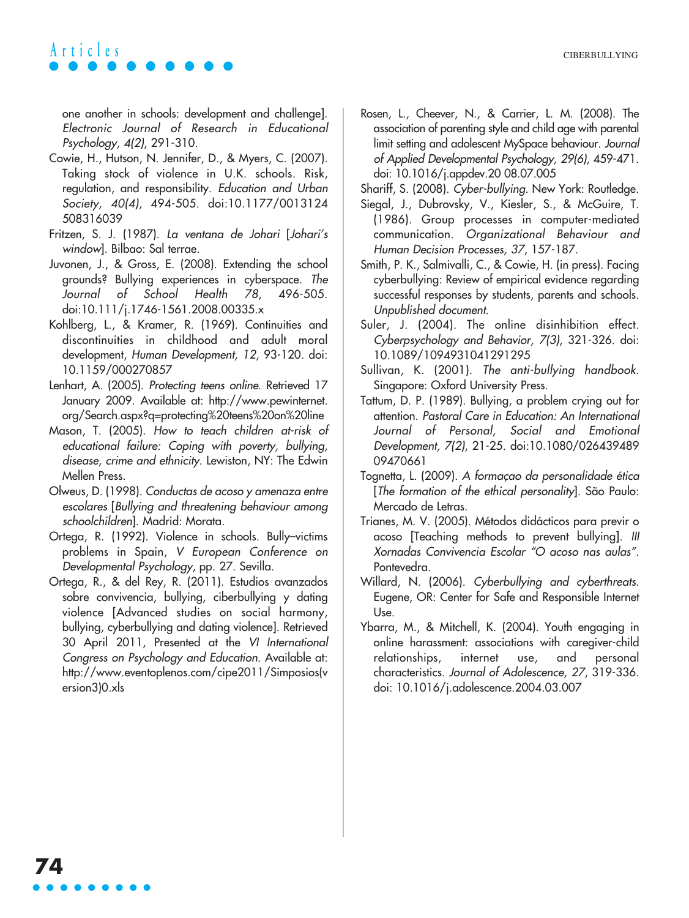one another in schools: development and challenge]. *Electronic Journal of Research in Educational Psychology, 4(2)*, 291-310.

Cowie, H., Hutson, N. Jennifer, D., & Myers, C. (2007). Taking stock of violence in U.K. schools. Risk, regulation, and responsibility. *Education and Urban Society, 40(4)*, 494-505. doi:10.1177/0013124 508316039

Fritzen, S. J. (1987). *La ventana de Johari* [*Johari's window*]. Bilbao: Sal terrae.

Juvonen, J., & Gross, E. (2008). Extending the school grounds? Bullying experiences in cyberspace. *The Journal of School Health 78*, 496-505. doi:10.111/j.1746-1561.2008.00335.x

Kohlberg, L., & Kramer, R. (1969). Continuities and discontinuities in childhood and adult moral development, *Human Development, 12*, 93-120. doi: 10.1159/000270857

Lenhart, A. (2005). *Protecting teens online*. Retrieved 17 January 2009. Available at: http://www.pewinternet.org/Search.aspx?q=protecting%20teens%20on%20line

Mason, T. (2005). *How to teach children at-risk of educational failure: Coping with poverty, bullying, disease, crime and ethnicity*. Lewiston, NY: The Edwin Mellen Press.

Olweus, D. (1998). *Conductas de acoso y amenaza entre escolares* [*Bullying and threatening behaviour among schoolchildren*]. Madrid: Morata.

Ortega, R. (1992). Violence in schools. Bully–victims problems in Spain, *V European Conference on Developmental Psychology*, pp. 27. Sevilla.

Ortega, R., & del Rey, R. (2011). Estudios avanzados sobre convivencia, bullying, ciberbullying y dating violence [Advanced studies on social harmony, bullying, cyberbullying and dating violence]. Retrieved 30 April 2011, Presented at the *VI International Congress on Psychology and Education*. Available at: http://www.eventoplenos.com/cipe2011/Simposios(version3)0.xls

Rosen, L., Cheever, N., & Carrier, L. M. (2008). The association of parenting style and child age with parental limit setting and adolescent MySpace behaviour. *Journal of Applied Developmental Psychology, 29(6)*, 459-471. doi: 10.1016/j.appdev.20 08.07.005

Shariff, S. (2008). *Cyber-bullying*. New York: Routledge.

Siegal, J., Dubrovsky, V., Kiesler, S., & McGuire, T. (1986). Group processes in computer-mediated communication. *Organizational Behaviour and Human Decision Processes, 37*, 157-187.

Smith, P. K., Salmivalli, C., & Cowie, H. (in press). Facing cyberbullying: Review of empirical evidence regarding successful responses by students, parents and schools. *Unpublished document*.

Suler, J. (2004). The online disinhibition effect. *Cyberpsychology and Behavior, 7(3)*, 321-326. doi: 10.1089/1094931041291295

Sullivan, K. (2001). *The anti-bullying handbook*. Singapore: Oxford University Press.

Tattum, D. P. (1989). Bullying, a problem crying out for attention. *Pastoral Care in Education: An International Journal of Personal, Social and Emotional Development, 7(2)*, 21-25. doi:10.1080/026439489 09470661

Tognetta, L. (2009). *A formaçao da personalidade ética* [*The formation of the ethical personality*]. São Paulo: Mercado de Letras.

Trianes, M. V. (2005). Métodos didácticos para previr o acoso [Teaching methods to prevent bullying]. *III Xornadas Convivencia Escolar "O acoso nas aulas"*. Pontevedra.

Willard, N. (2006). *Cyberbullying and cyberthreats*. Eugene, OR: Center for Safe and Responsible Internet Use.

Ybarra, M., & Mitchell, K. (2004). Youth engaging in online harassment: associations with caregiver-child relationships, internet use, and personal characteristics. *Journal of Adolescence, 27*, 319-336. doi: 10.1016/j.adolescence.2004.03.007